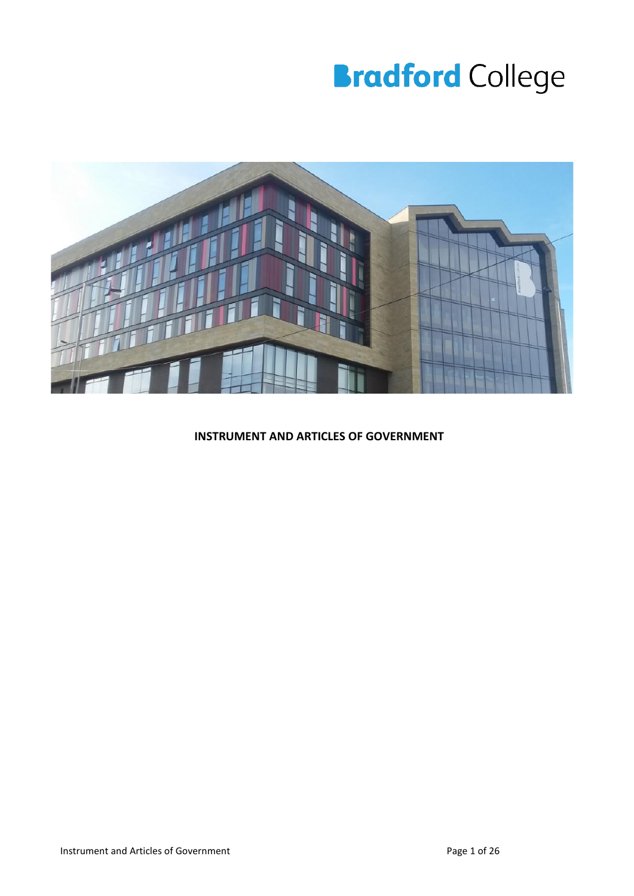# Bradford College

**INSTRUMENT AND ARTICLES OF GOVERNMENT**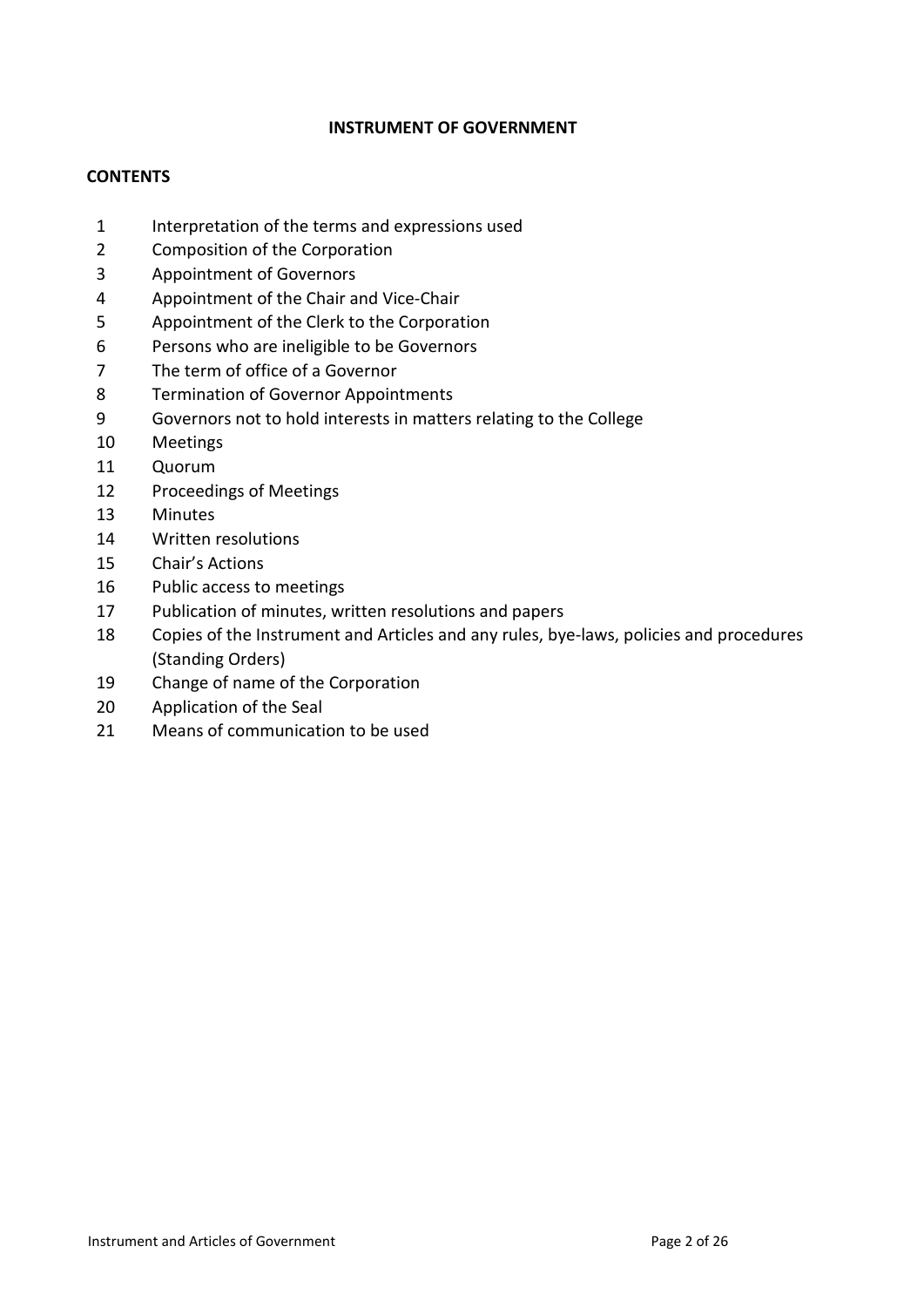# INSTRUMENT OF GOVERNMENT

## CONTENTS

| | |
|---|---|
| 1 | Interpretation of the terms and expressions used |
| 2 | Composition of the Corporation |
| 3 | Appointment of Governors |
| 4 | Appointment of the Chair and Vice-Chair |
| 5 | Appointment of the Clerk to the Corporation |
| 6 | Persons who are ineligible to be Governors |
| 7 | The term of office of a Governor |
| 8 | Termination of Governor Appointments |
| 9 | Governors not to hold interests in matters relating to the College |
| 10 | Meetings |
| 11 | Quorum |
| 12 | Proceedings of Meetings |
| 13 | Minutes |
| 14 | Written resolutions |
| 15 | Chair's Actions |
| 16 | Public access to meetings |
| 17 | Publication of minutes, written resolutions and papers |
| 18 | Copies of the Instrument and Articles and any rules, bye-laws, policies and procedures (Standing Orders) |
| 19 | Change of name of the Corporation |
| 20 | Application of the Seal |
| 21 | Means of communication to be used |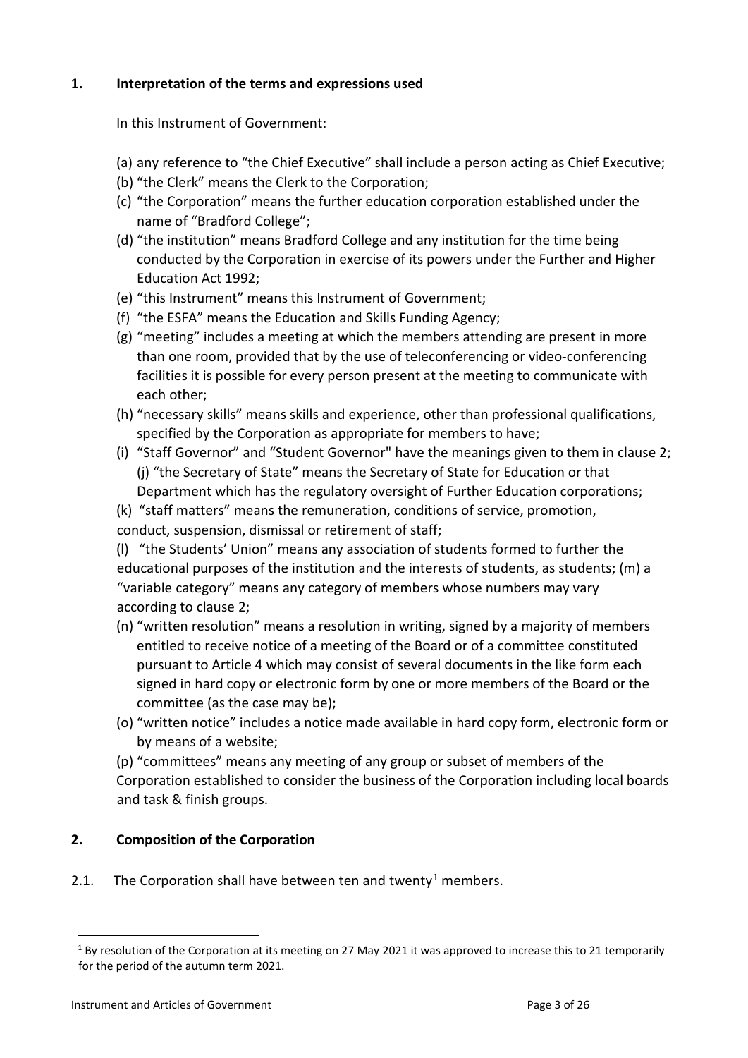## 1. Interpretation of the terms and expressions used

In this Instrument of Government:

(a) any reference to "the Chief Executive" shall include a person acting as Chief Executive;
(b) "the Clerk" means the Clerk to the Corporation;
(c) "the Corporation" means the further education corporation established under the name of "Bradford College";
(d) "the institution" means Bradford College and any institution for the time being conducted by the Corporation in exercise of its powers under the Further and Higher Education Act 1992;
(e) "this Instrument" means this Instrument of Government;
(f) "the ESFA" means the Education and Skills Funding Agency;
(g) "meeting" includes a meeting at which the members attending are present in more than one room, provided that by the use of teleconferencing or video-conferencing facilities it is possible for every person present at the meeting to communicate with each other;
(h) "necessary skills" means skills and experience, other than professional qualifications, specified by the Corporation as appropriate for members to have;
(i) "Staff Governor" and "Student Governor" have the meanings given to them in clause 2;
(j) "the Secretary of State" means the Secretary of State for Education or that Department which has the regulatory oversight of Further Education corporations;
(k) "staff matters" means the remuneration, conditions of service, promotion, conduct, suspension, dismissal or retirement of staff;
(l) "the Students' Union" means any association of students formed to further the educational purposes of the institution and the interests of students, as students;
(m) a "variable category" means any category of members whose numbers may vary according to clause 2;
(n) "written resolution" means a resolution in writing, signed by a majority of members entitled to receive notice of a meeting of the Board or of a committee constituted pursuant to Article 4 which may consist of several documents in the like form each signed in hard copy or electronic form by one or more members of the Board or the committee (as the case may be);
(o) "written notice" includes a notice made available in hard copy form, electronic form or by means of a website;
(p) "committees" means any meeting of any group or subset of members of the Corporation established to consider the business of the Corporation including local boards and task & finish groups.

## 2. Composition of the Corporation

2.1. The Corporation shall have between ten and twenty[1] members.

[1] By resolution of the Corporation at its meeting on 27 May 2021 it was approved to increase this to 21 temporarily for the period of the autumn term 2021.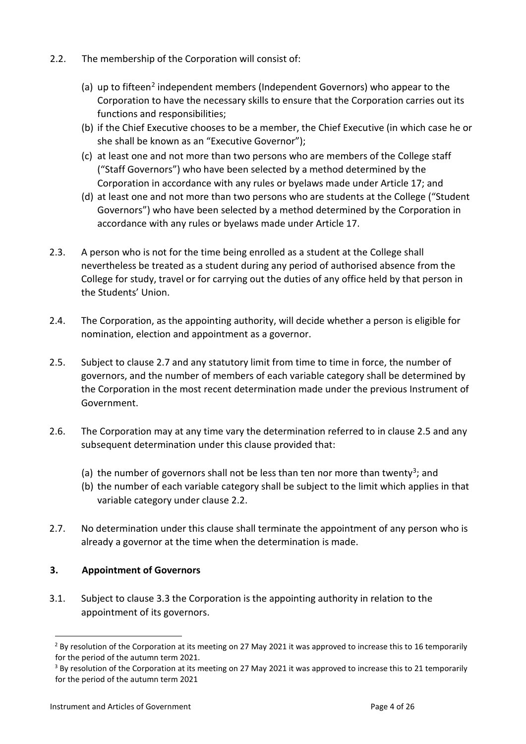2.2. The membership of the Corporation will consist of:

(a) up to fifteen[2] independent members (Independent Governors) who appear to the Corporation to have the necessary skills to ensure that the Corporation carries out its functions and responsibilities;
(b) if the Chief Executive chooses to be a member, the Chief Executive (in which case he or she shall be known as an "Executive Governor");
(c) at least one and not more than two persons who are members of the College staff ("Staff Governors") who have been selected by a method determined by the Corporation in accordance with any rules or byelaws made under Article 17; and
(d) at least one and not more than two persons who are students at the College ("Student Governors") who have been selected by a method determined by the Corporation in accordance with any rules or byelaws made under Article 17.

2.3. A person who is not for the time being enrolled as a student at the College shall nevertheless be treated as a student during any period of authorised absence from the College for study, travel or for carrying out the duties of any office held by that person in the Students' Union.

2.4. The Corporation, as the appointing authority, will decide whether a person is eligible for nomination, election and appointment as a governor.

2.5. Subject to clause 2.7 and any statutory limit from time to time in force, the number of governors, and the number of members of each variable category shall be determined by the Corporation in the most recent determination made under the previous Instrument of Government.

2.6. The Corporation may at any time vary the determination referred to in clause 2.5 and any subsequent determination under this clause provided that:

(a) the number of governors shall not be less than ten nor more than twenty[3]; and
(b) the number of each variable category shall be subject to the limit which applies in that variable category under clause 2.2.

2.7. No determination under this clause shall terminate the appointment of any person who is already a governor at the time when the determination is made.

## 3. Appointment of Governors

3.1. Subject to clause 3.3 the Corporation is the appointing authority in relation to the appointment of its governors.

[2] By resolution of the Corporation at its meeting on 27 May 2021 it was approved to increase this to 16 temporarily for the period of the autumn term 2021.

[3] By resolution of the Corporation at its meeting on 27 May 2021 it was approved to increase this to 21 temporarily for the period of the autumn term 2021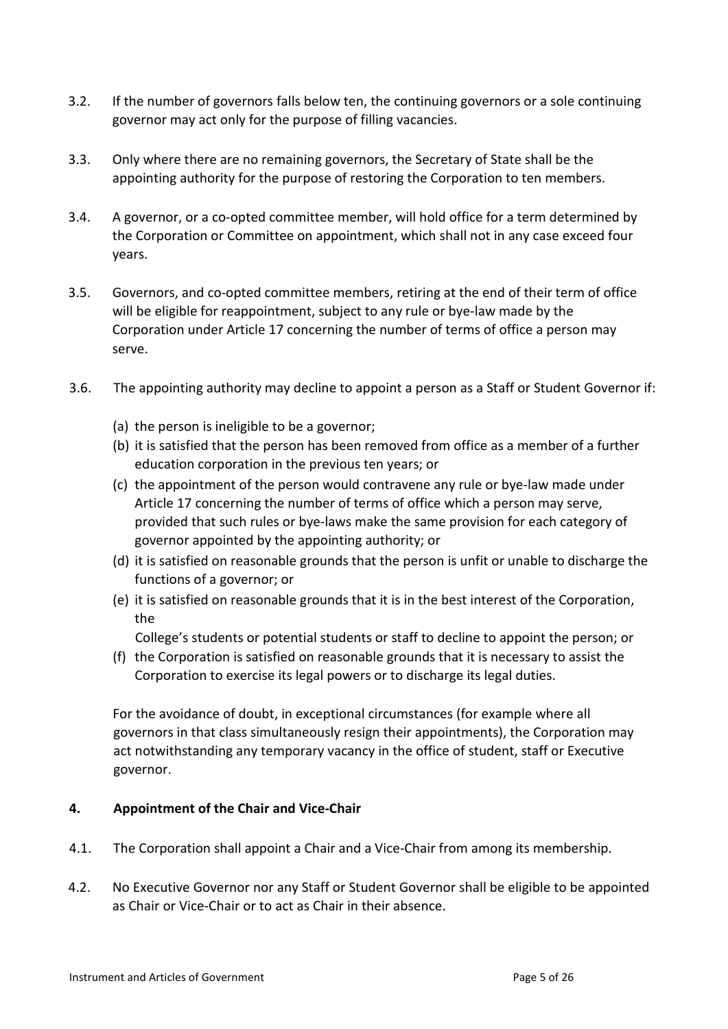3.2. If the number of governors falls below ten, the continuing governors or a sole continuing governor may act only for the purpose of filling vacancies.

3.3. Only where there are no remaining governors, the Secretary of State shall be the appointing authority for the purpose of restoring the Corporation to ten members.

3.4. A governor, or a co-opted committee member, will hold office for a term determined by the Corporation or Committee on appointment, which shall not in any case exceed four years.

3.5. Governors, and co-opted committee members, retiring at the end of their term of office will be eligible for reappointment, subject to any rule or bye-law made by the Corporation under Article 17 concerning the number of terms of office a person may serve.

3.6. The appointing authority may decline to appoint a person as a Staff or Student Governor if:

(a) the person is ineligible to be a governor;

(b) it is satisfied that the person has been removed from office as a member of a further education corporation in the previous ten years; or

(c) the appointment of the person would contravene any rule or bye-law made under Article 17 concerning the number of terms of office which a person may serve, provided that such rules or bye-laws make the same provision for each category of governor appointed by the appointing authority; or

(d) it is satisfied on reasonable grounds that the person is unfit or unable to discharge the functions of a governor; or

(e) it is satisfied on reasonable grounds that it is in the best interest of the Corporation, the College's students or potential students or staff to decline to appoint the person; or

(f) the Corporation is satisfied on reasonable grounds that it is necessary to assist the Corporation to exercise its legal powers or to discharge its legal duties.

For the avoidance of doubt, in exceptional circumstances (for example where all governors in that class simultaneously resign their appointments), the Corporation may act notwithstanding any temporary vacancy in the office of student, staff or Executive governor.

## 4. Appointment of the Chair and Vice-Chair

4.1. The Corporation shall appoint a Chair and a Vice-Chair from among its membership.

4.2. No Executive Governor nor any Staff or Student Governor shall be eligible to be appointed as Chair or Vice-Chair or to act as Chair in their absence.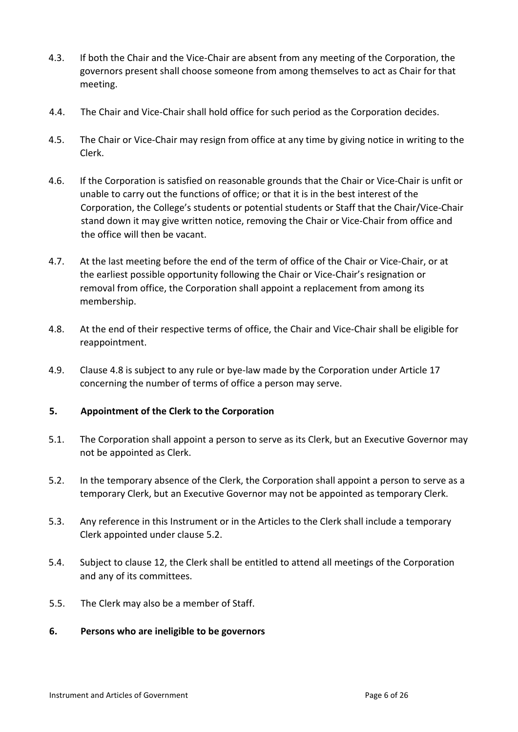4.3. If both the Chair and the Vice-Chair are absent from any meeting of the Corporation, the governors present shall choose someone from among themselves to act as Chair for that meeting.

4.4. The Chair and Vice-Chair shall hold office for such period as the Corporation decides.

4.5. The Chair or Vice-Chair may resign from office at any time by giving notice in writing to the Clerk.

4.6. If the Corporation is satisfied on reasonable grounds that the Chair or Vice-Chair is unfit or unable to carry out the functions of office; or that it is in the best interest of the Corporation, the College's students or potential students or Staff that the Chair/Vice-Chair stand down it may give written notice, removing the Chair or Vice-Chair from office and the office will then be vacant.

4.7. At the last meeting before the end of the term of office of the Chair or Vice-Chair, or at the earliest possible opportunity following the Chair or Vice-Chair's resignation or removal from office, the Corporation shall appoint a replacement from among its membership.

4.8. At the end of their respective terms of office, the Chair and Vice-Chair shall be eligible for reappointment.

4.9. Clause 4.8 is subject to any rule or bye-law made by the Corporation under Article 17 concerning the number of terms of office a person may serve.

## 5. Appointment of the Clerk to the Corporation

5.1. The Corporation shall appoint a person to serve as its Clerk, but an Executive Governor may not be appointed as Clerk.

5.2. In the temporary absence of the Clerk, the Corporation shall appoint a person to serve as a temporary Clerk, but an Executive Governor may not be appointed as temporary Clerk.

5.3. Any reference in this Instrument or in the Articles to the Clerk shall include a temporary Clerk appointed under clause 5.2.

5.4. Subject to clause 12, the Clerk shall be entitled to attend all meetings of the Corporation and any of its committees.

5.5. The Clerk may also be a member of Staff.

## 6. Persons who are ineligible to be governors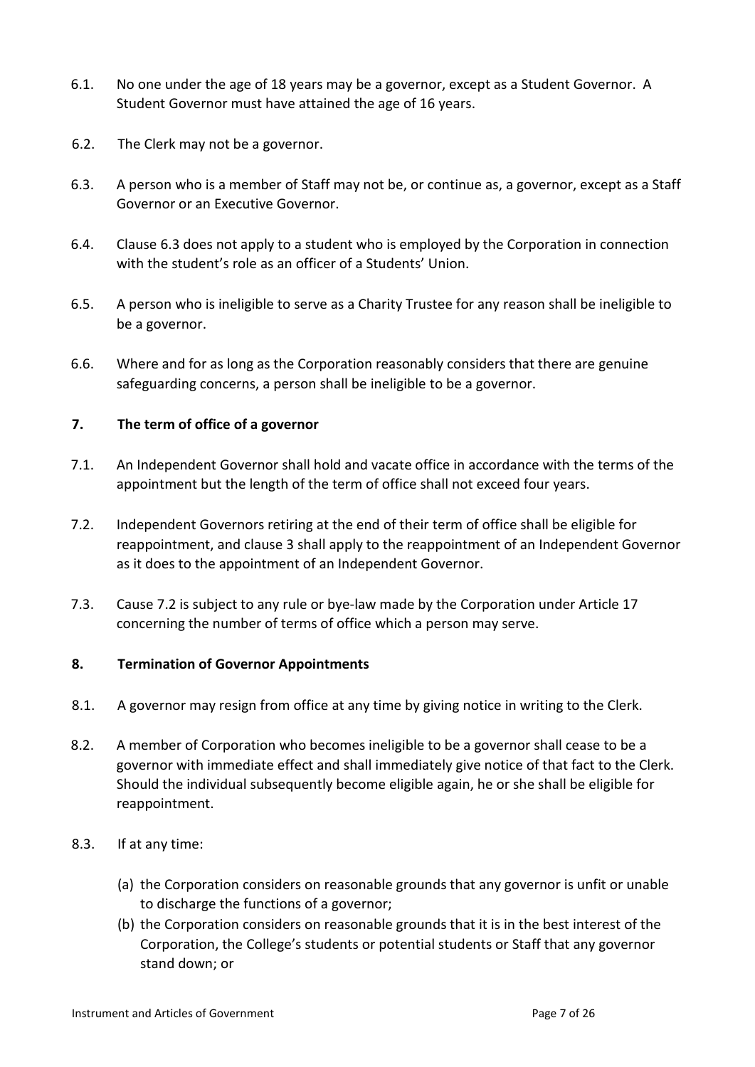6.1. No one under the age of 18 years may be a governor, except as a Student Governor. A Student Governor must have attained the age of 16 years.

6.2. The Clerk may not be a governor.

6.3. A person who is a member of Staff may not be, or continue as, a governor, except as a Staff Governor or an Executive Governor.

6.4. Clause 6.3 does not apply to a student who is employed by the Corporation in connection with the student's role as an officer of a Students' Union.

6.5. A person who is ineligible to serve as a Charity Trustee for any reason shall be ineligible to be a governor.

6.6. Where and for as long as the Corporation reasonably considers that there are genuine safeguarding concerns, a person shall be ineligible to be a governor.

## 7. The term of office of a governor

7.1. An Independent Governor shall hold and vacate office in accordance with the terms of the appointment but the length of the term of office shall not exceed four years.

7.2. Independent Governors retiring at the end of their term of office shall be eligible for reappointment, and clause 3 shall apply to the reappointment of an Independent Governor as it does to the appointment of an Independent Governor.

7.3. Cause 7.2 is subject to any rule or bye-law made by the Corporation under Article 17 concerning the number of terms of office which a person may serve.

## 8. Termination of Governor Appointments

8.1. A governor may resign from office at any time by giving notice in writing to the Clerk.

8.2. A member of Corporation who becomes ineligible to be a governor shall cease to be a governor with immediate effect and shall immediately give notice of that fact to the Clerk. Should the individual subsequently become eligible again, he or she shall be eligible for reappointment.

8.3. If at any time:

(a) the Corporation considers on reasonable grounds that any governor is unfit or unable to discharge the functions of a governor;

(b) the Corporation considers on reasonable grounds that it is in the best interest of the Corporation, the College's students or potential students or Staff that any governor stand down; or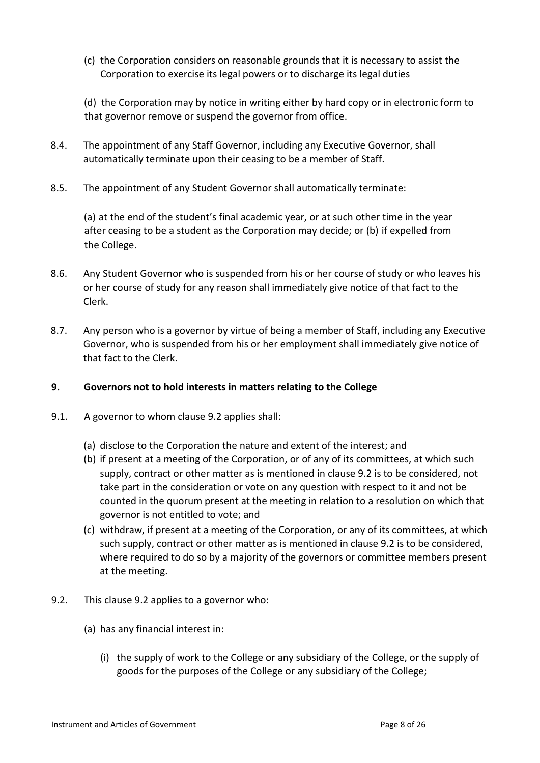(c) the Corporation considers on reasonable grounds that it is necessary to assist the Corporation to exercise its legal powers or to discharge its legal duties

(d) the Corporation may by notice in writing either by hard copy or in electronic form to that governor remove or suspend the governor from office.

8.4. The appointment of any Staff Governor, including any Executive Governor, shall automatically terminate upon their ceasing to be a member of Staff.

8.5. The appointment of any Student Governor shall automatically terminate:

(a) at the end of the student's final academic year, or at such other time in the year after ceasing to be a student as the Corporation may decide; or (b) if expelled from the College.

8.6. Any Student Governor who is suspended from his or her course of study or who leaves his or her course of study for any reason shall immediately give notice of that fact to the Clerk.

8.7. Any person who is a governor by virtue of being a member of Staff, including any Executive Governor, who is suspended from his or her employment shall immediately give notice of that fact to the Clerk.

## 9. Governors not to hold interests in matters relating to the College

9.1. A governor to whom clause 9.2 applies shall:

(a) disclose to the Corporation the nature and extent of the interest; and
(b) if present at a meeting of the Corporation, or of any of its committees, at which such supply, contract or other matter as is mentioned in clause 9.2 is to be considered, not take part in the consideration or vote on any question with respect to it and not be counted in the quorum present at the meeting in relation to a resolution on which that governor is not entitled to vote; and
(c) withdraw, if present at a meeting of the Corporation, or any of its committees, at which such supply, contract or other matter as is mentioned in clause 9.2 is to be considered, where required to do so by a majority of the governors or committee members present at the meeting.

9.2. This clause 9.2 applies to a governor who:

(a) has any financial interest in:

(i) the supply of work to the College or any subsidiary of the College, or the supply of goods for the purposes of the College or any subsidiary of the College;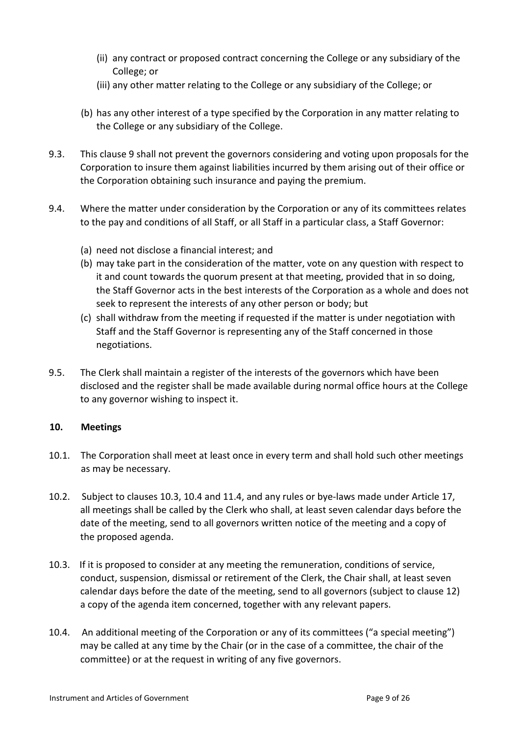(ii) any contract or proposed contract concerning the College or any subsidiary of the College; or

(iii) any other matter relating to the College or any subsidiary of the College; or

(b) has any other interest of a type specified by the Corporation in any matter relating to the College or any subsidiary of the College.

9.3. This clause 9 shall not prevent the governors considering and voting upon proposals for the Corporation to insure them against liabilities incurred by them arising out of their office or the Corporation obtaining such insurance and paying the premium.

9.4. Where the matter under consideration by the Corporation or any of its committees relates to the pay and conditions of all Staff, or all Staff in a particular class, a Staff Governor:

(a) need not disclose a financial interest; and

(b) may take part in the consideration of the matter, vote on any question with respect to it and count towards the quorum present at that meeting, provided that in so doing, the Staff Governor acts in the best interests of the Corporation as a whole and does not seek to represent the interests of any other person or body; but

(c) shall withdraw from the meeting if requested if the matter is under negotiation with Staff and the Staff Governor is representing any of the Staff concerned in those negotiations.

9.5. The Clerk shall maintain a register of the interests of the governors which have been disclosed and the register shall be made available during normal office hours at the College to any governor wishing to inspect it.

**10. Meetings**

10.1. The Corporation shall meet at least once in every term and shall hold such other meetings as may be necessary.

10.2. Subject to clauses 10.3, 10.4 and 11.4, and any rules or bye-laws made under Article 17, all meetings shall be called by the Clerk who shall, at least seven calendar days before the date of the meeting, send to all governors written notice of the meeting and a copy of the proposed agenda.

10.3. If it is proposed to consider at any meeting the remuneration, conditions of service, conduct, suspension, dismissal or retirement of the Clerk, the Chair shall, at least seven calendar days before the date of the meeting, send to all governors (subject to clause 12) a copy of the agenda item concerned, together with any relevant papers.

10.4. An additional meeting of the Corporation or any of its committees ("a special meeting") may be called at any time by the Chair (or in the case of a committee, the chair of the committee) or at the request in writing of any five governors.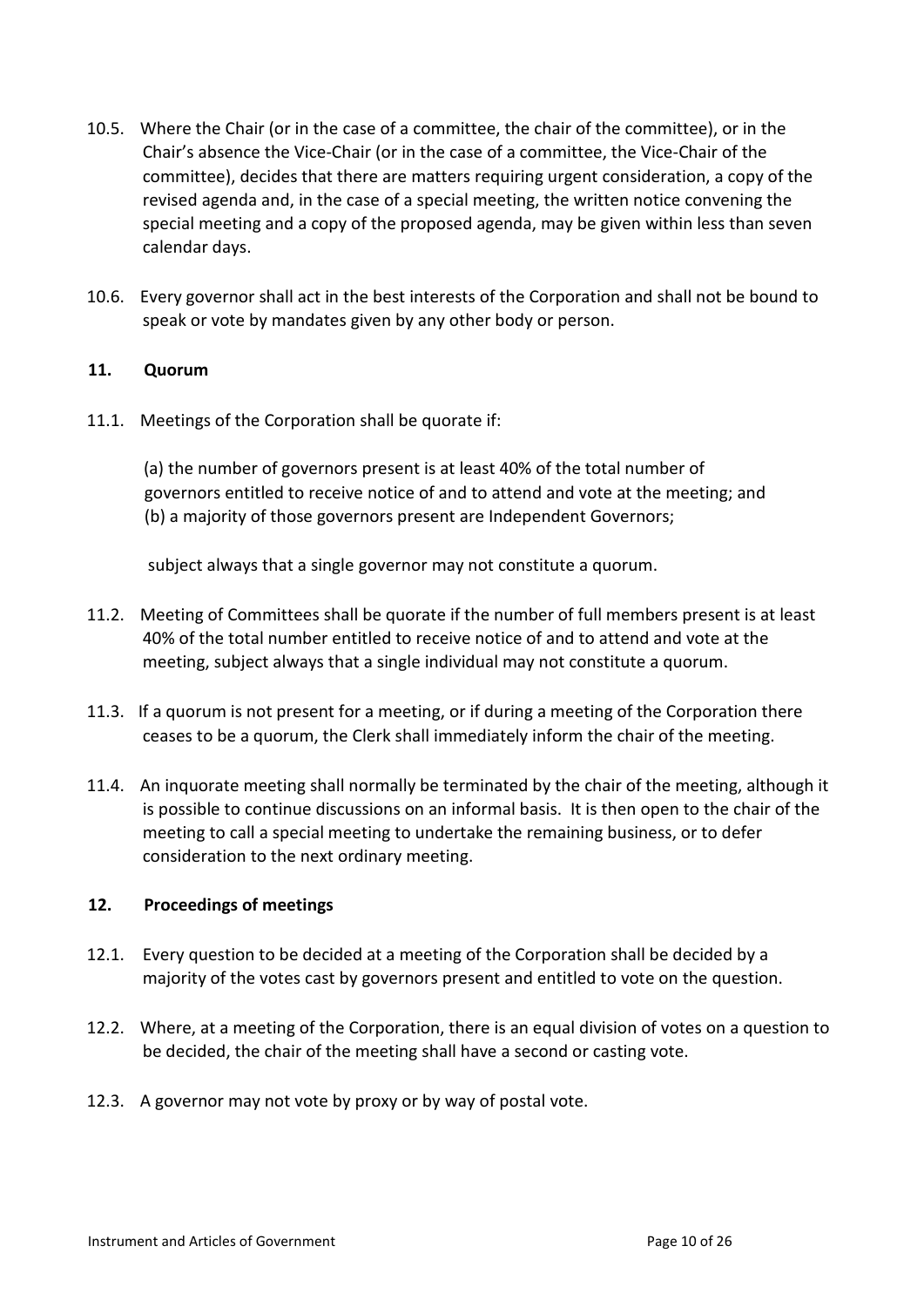10.5. Where the Chair (or in the case of a committee, the chair of the committee), or in the Chair's absence the Vice-Chair (or in the case of a committee, the Vice-Chair of the committee), decides that there are matters requiring urgent consideration, a copy of the revised agenda and, in the case of a special meeting, the written notice convening the special meeting and a copy of the proposed agenda, may be given within less than seven calendar days.

10.6. Every governor shall act in the best interests of the Corporation and shall not be bound to speak or vote by mandates given by any other body or person.

## 11. Quorum

11.1. Meetings of the Corporation shall be quorate if:

(a) the number of governors present is at least 40% of the total number of governors entitled to receive notice of and to attend and vote at the meeting; and
(b) a majority of those governors present are Independent Governors;

subject always that a single governor may not constitute a quorum.

11.2. Meeting of Committees shall be quorate if the number of full members present is at least 40% of the total number entitled to receive notice of and to attend and vote at the meeting, subject always that a single individual may not constitute a quorum.

11.3. If a quorum is not present for a meeting, or if during a meeting of the Corporation there ceases to be a quorum, the Clerk shall immediately inform the chair of the meeting.

11.4. An inquorate meeting shall normally be terminated by the chair of the meeting, although it is possible to continue discussions on an informal basis. It is then open to the chair of the meeting to call a special meeting to undertake the remaining business, or to defer consideration to the next ordinary meeting.

## 12. Proceedings of meetings

12.1. Every question to be decided at a meeting of the Corporation shall be decided by a majority of the votes cast by governors present and entitled to vote on the question.

12.2. Where, at a meeting of the Corporation, there is an equal division of votes on a question to be decided, the chair of the meeting shall have a second or casting vote.

12.3. A governor may not vote by proxy or by way of postal vote.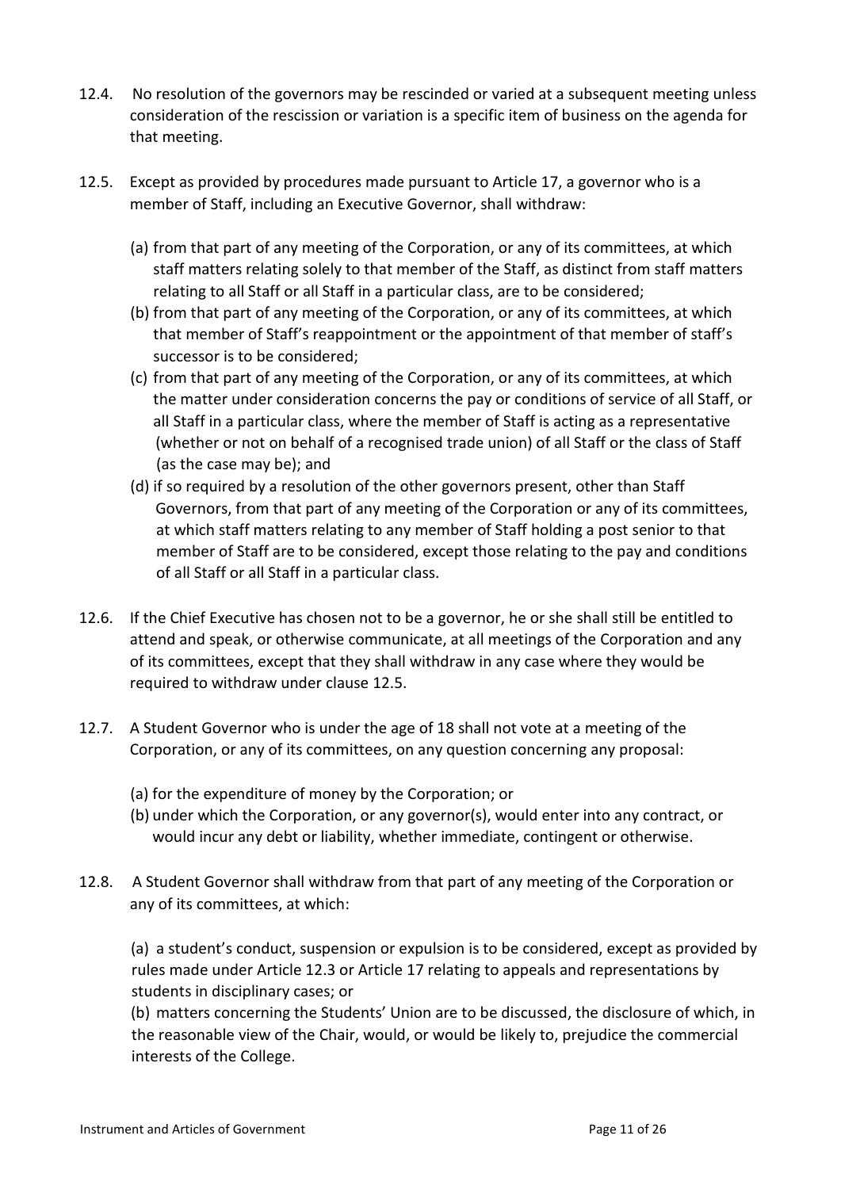12.4. No resolution of the governors may be rescinded or varied at a subsequent meeting unless consideration of the rescission or variation is a specific item of business on the agenda for that meeting.

12.5. Except as provided by procedures made pursuant to Article 17, a governor who is a member of Staff, including an Executive Governor, shall withdraw:

(a) from that part of any meeting of the Corporation, or any of its committees, at which staff matters relating solely to that member of the Staff, as distinct from staff matters relating to all Staff or all Staff in a particular class, are to be considered;
(b) from that part of any meeting of the Corporation, or any of its committees, at which that member of Staff's reappointment or the appointment of that member of staff's successor is to be considered;
(c) from that part of any meeting of the Corporation, or any of its committees, at which the matter under consideration concerns the pay or conditions of service of all Staff, or all Staff in a particular class, where the member of Staff is acting as a representative (whether or not on behalf of a recognised trade union) of all Staff or the class of Staff (as the case may be); and
(d) if so required by a resolution of the other governors present, other than Staff Governors, from that part of any meeting of the Corporation or any of its committees, at which staff matters relating to any member of Staff holding a post senior to that member of Staff are to be considered, except those relating to the pay and conditions of all Staff or all Staff in a particular class.

12.6. If the Chief Executive has chosen not to be a governor, he or she shall still be entitled to attend and speak, or otherwise communicate, at all meetings of the Corporation and any of its committees, except that they shall withdraw in any case where they would be required to withdraw under clause 12.5.

12.7. A Student Governor who is under the age of 18 shall not vote at a meeting of the Corporation, or any of its committees, on any question concerning any proposal:

(a) for the expenditure of money by the Corporation; or
(b) under which the Corporation, or any governor(s), would enter into any contract, or would incur any debt or liability, whether immediate, contingent or otherwise.

12.8. A Student Governor shall withdraw from that part of any meeting of the Corporation or any of its committees, at which:

(a) a student's conduct, suspension or expulsion is to be considered, except as provided by rules made under Article 12.3 or Article 17 relating to appeals and representations by students in disciplinary cases; or
(b) matters concerning the Students' Union are to be discussed, the disclosure of which, in the reasonable view of the Chair, would, or would be likely to, prejudice the commercial interests of the College.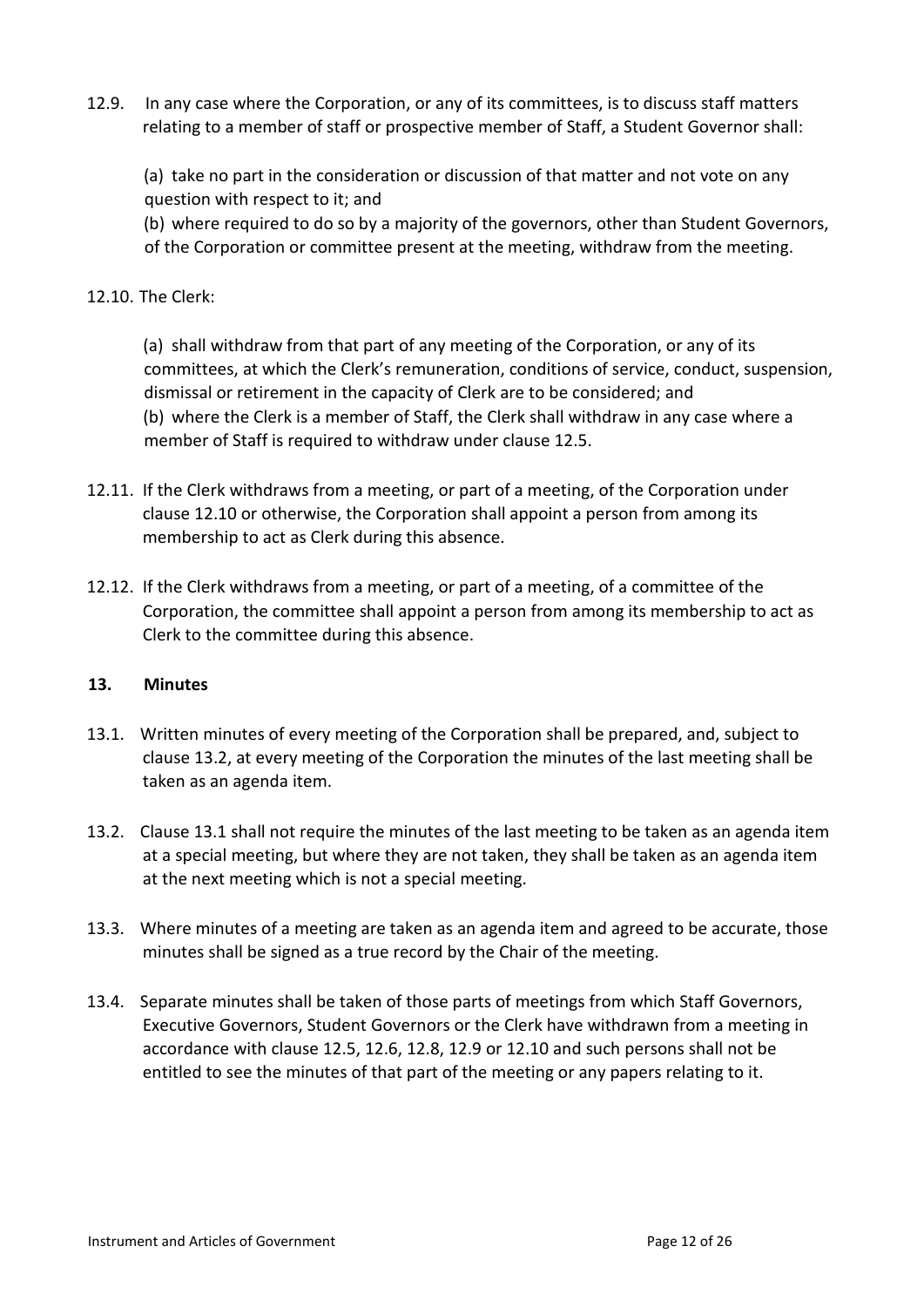12.9. In any case where the Corporation, or any of its committees, is to discuss staff matters relating to a member of staff or prospective member of Staff, a Student Governor shall:

(a) take no part in the consideration or discussion of that matter and not vote on any question with respect to it; and

(b) where required to do so by a majority of the governors, other than Student Governors, of the Corporation or committee present at the meeting, withdraw from the meeting.

12.10. The Clerk:

(a) shall withdraw from that part of any meeting of the Corporation, or any of its committees, at which the Clerk's remuneration, conditions of service, conduct, suspension, dismissal or retirement in the capacity of Clerk are to be considered; and

(b) where the Clerk is a member of Staff, the Clerk shall withdraw in any case where a member of Staff is required to withdraw under clause 12.5.

12.11. If the Clerk withdraws from a meeting, or part of a meeting, of the Corporation under clause 12.10 or otherwise, the Corporation shall appoint a person from among its membership to act as Clerk during this absence.

12.12. If the Clerk withdraws from a meeting, or part of a meeting, of a committee of the Corporation, the committee shall appoint a person from among its membership to act as Clerk to the committee during this absence.

## 13. Minutes

13.1. Written minutes of every meeting of the Corporation shall be prepared, and, subject to clause 13.2, at every meeting of the Corporation the minutes of the last meeting shall be taken as an agenda item.

13.2. Clause 13.1 shall not require the minutes of the last meeting to be taken as an agenda item at a special meeting, but where they are not taken, they shall be taken as an agenda item at the next meeting which is not a special meeting.

13.3. Where minutes of a meeting are taken as an agenda item and agreed to be accurate, those minutes shall be signed as a true record by the Chair of the meeting.

13.4. Separate minutes shall be taken of those parts of meetings from which Staff Governors, Executive Governors, Student Governors or the Clerk have withdrawn from a meeting in accordance with clause 12.5, 12.6, 12.8, 12.9 or 12.10 and such persons shall not be entitled to see the minutes of that part of the meeting or any papers relating to it.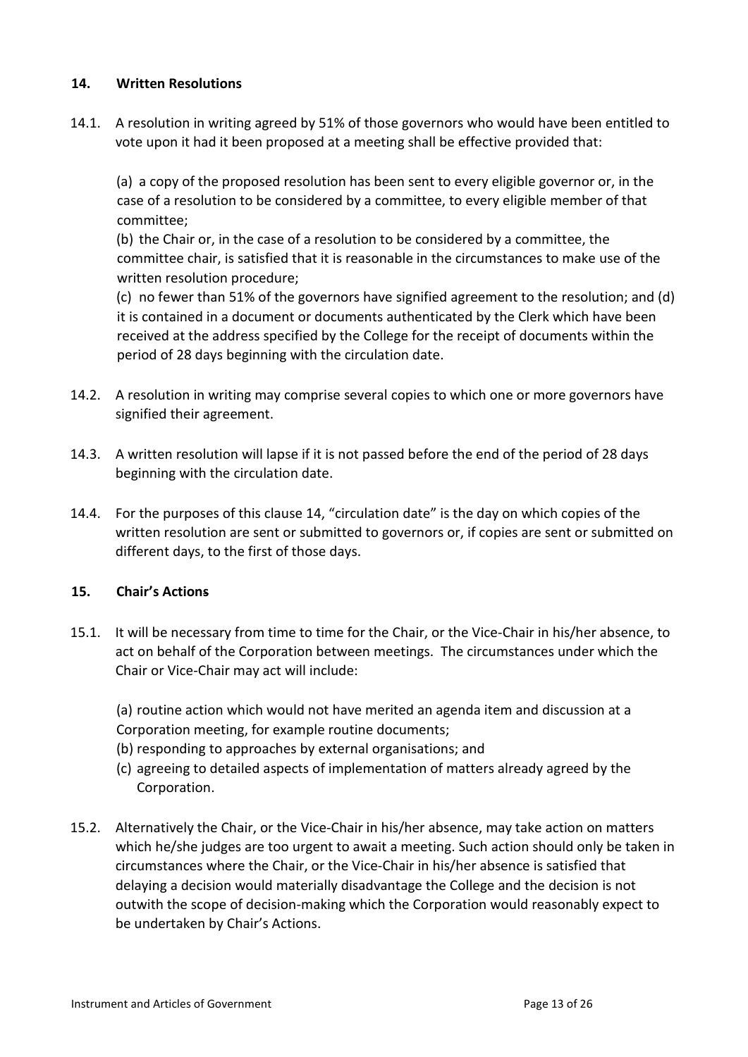## 14. Written Resolutions

14.1. A resolution in writing agreed by 51% of those governors who would have been entitled to vote upon it had it been proposed at a meeting shall be effective provided that:

(a) a copy of the proposed resolution has been sent to every eligible governor or, in the case of a resolution to be considered by a committee, to every eligible member of that committee;
(b) the Chair or, in the case of a resolution to be considered by a committee, the committee chair, is satisfied that it is reasonable in the circumstances to make use of the written resolution procedure;
(c) no fewer than 51% of the governors have signified agreement to the resolution; and (d) it is contained in a document or documents authenticated by the Clerk which have been received at the address specified by the College for the receipt of documents within the period of 28 days beginning with the circulation date.

14.2. A resolution in writing may comprise several copies to which one or more governors have signified their agreement.

14.3. A written resolution will lapse if it is not passed before the end of the period of 28 days beginning with the circulation date.

14.4. For the purposes of this clause 14, "circulation date" is the day on which copies of the written resolution are sent or submitted to governors or, if copies are sent or submitted on different days, to the first of those days.

## 15. Chair's Actions

15.1. It will be necessary from time to time for the Chair, or the Vice-Chair in his/her absence, to act on behalf of the Corporation between meetings. The circumstances under which the Chair or Vice-Chair may act will include:

(a) routine action which would not have merited an agenda item and discussion at a Corporation meeting, for example routine documents;
(b) responding to approaches by external organisations; and
(c) agreeing to detailed aspects of implementation of matters already agreed by the Corporation.

15.2. Alternatively the Chair, or the Vice-Chair in his/her absence, may take action on matters which he/she judges are too urgent to await a meeting. Such action should only be taken in circumstances where the Chair, or the Vice-Chair in his/her absence is satisfied that delaying a decision would materially disadvantage the College and the decision is not outwith the scope of decision-making which the Corporation would reasonably expect to be undertaken by Chair's Actions.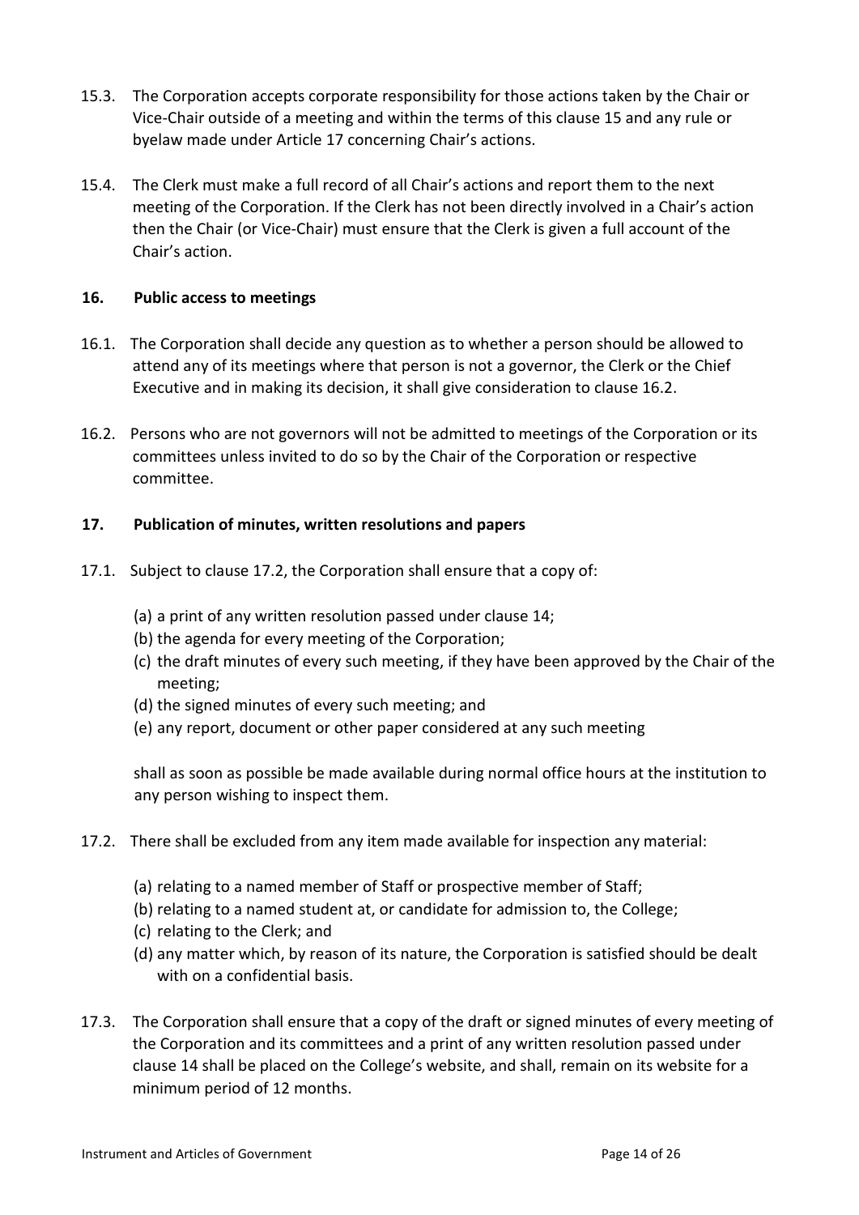15.3. The Corporation accepts corporate responsibility for those actions taken by the Chair or Vice-Chair outside of a meeting and within the terms of this clause 15 and any rule or byelaw made under Article 17 concerning Chair's actions.

15.4. The Clerk must make a full record of all Chair's actions and report them to the next meeting of the Corporation. If the Clerk has not been directly involved in a Chair's action then the Chair (or Vice-Chair) must ensure that the Clerk is given a full account of the Chair's action.

### 16. Public access to meetings

16.1. The Corporation shall decide any question as to whether a person should be allowed to attend any of its meetings where that person is not a governor, the Clerk or the Chief Executive and in making its decision, it shall give consideration to clause 16.2.

16.2. Persons who are not governors will not be admitted to meetings of the Corporation or its committees unless invited to do so by the Chair of the Corporation or respective committee.

### 17. Publication of minutes, written resolutions and papers

17.1. Subject to clause 17.2, the Corporation shall ensure that a copy of:

(a) a print of any written resolution passed under clause 14;
(b) the agenda for every meeting of the Corporation;
(c) the draft minutes of every such meeting, if they have been approved by the Chair of the meeting;
(d) the signed minutes of every such meeting; and
(e) any report, document or other paper considered at any such meeting

shall as soon as possible be made available during normal office hours at the institution to any person wishing to inspect them.

17.2. There shall be excluded from any item made available for inspection any material:

(a) relating to a named member of Staff or prospective member of Staff;
(b) relating to a named student at, or candidate for admission to, the College;
(c) relating to the Clerk; and
(d) any matter which, by reason of its nature, the Corporation is satisfied should be dealt with on a confidential basis.

17.3. The Corporation shall ensure that a copy of the draft or signed minutes of every meeting of the Corporation and its committees and a print of any written resolution passed under clause 14 shall be placed on the College's website, and shall, remain on its website for a minimum period of 12 months.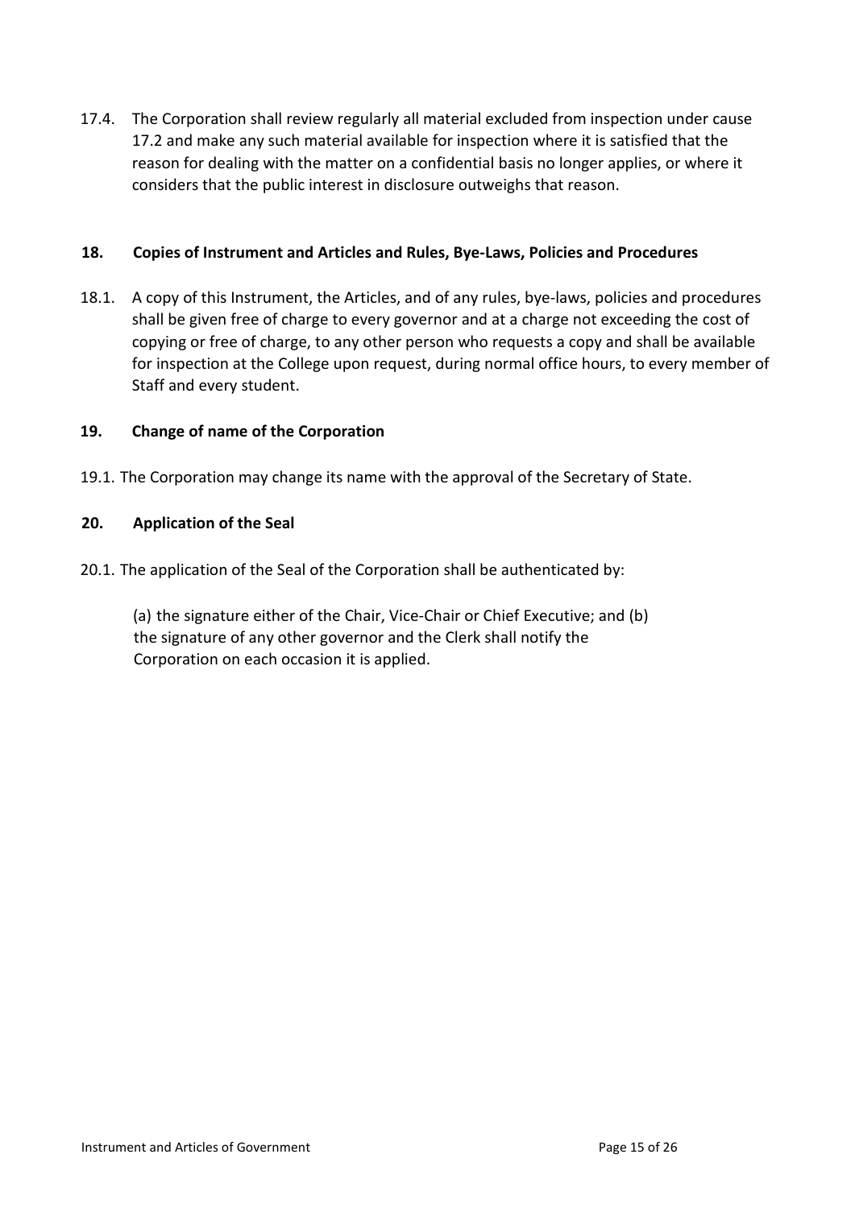17.4. The Corporation shall review regularly all material excluded from inspection under cause 17.2 and make any such material available for inspection where it is satisfied that the reason for dealing with the matter on a confidential basis no longer applies, or where it considers that the public interest in disclosure outweighs that reason.

## 18. Copies of Instrument and Articles and Rules, Bye-Laws, Policies and Procedures

18.1. A copy of this Instrument, the Articles, and of any rules, bye-laws, policies and procedures shall be given free of charge to every governor and at a charge not exceeding the cost of copying or free of charge, to any other person who requests a copy and shall be available for inspection at the College upon request, during normal office hours, to every member of Staff and every student.

## 19. Change of name of the Corporation

19.1. The Corporation may change its name with the approval of the Secretary of State.

## 20. Application of the Seal

20.1. The application of the Seal of the Corporation shall be authenticated by:

(a) the signature either of the Chair, Vice-Chair or Chief Executive; and (b) the signature of any other governor and the Clerk shall notify the Corporation on each occasion it is applied.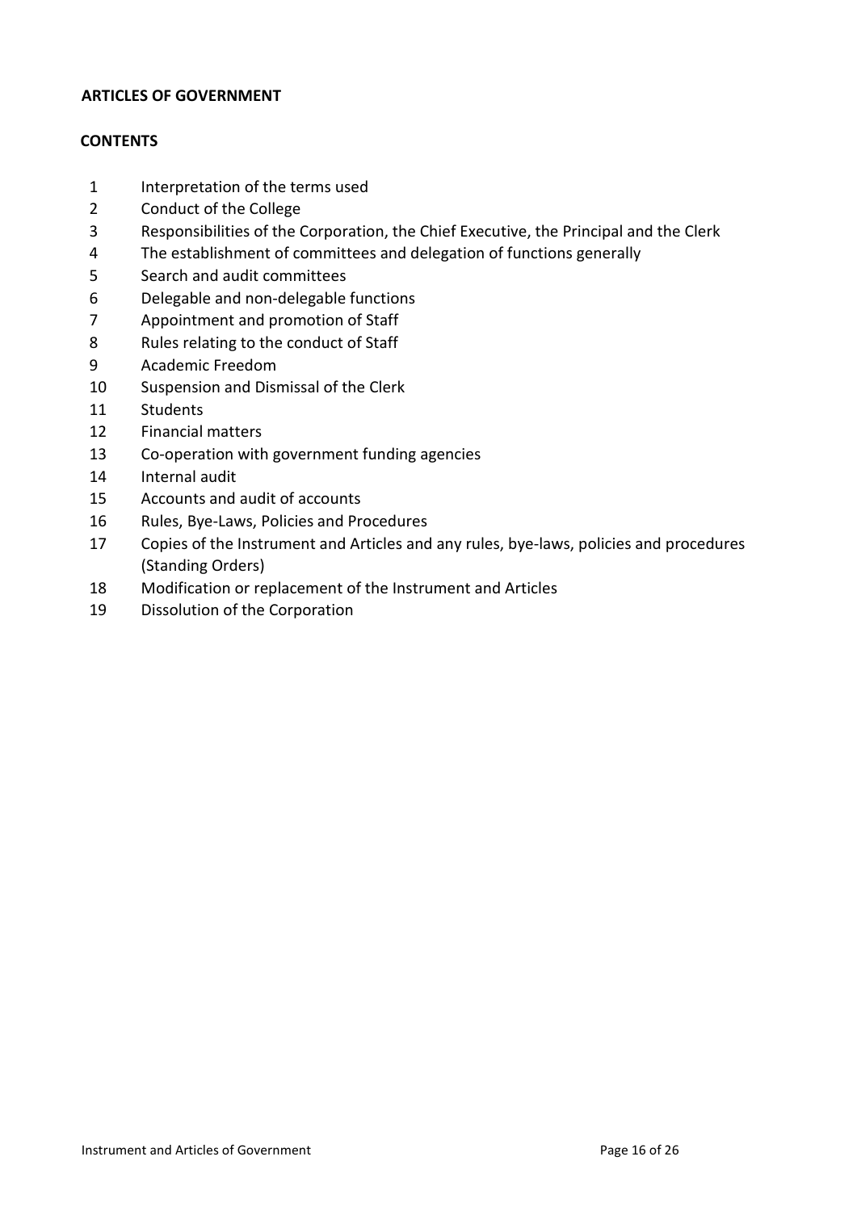## ARTICLES OF GOVERNMENT

### CONTENTS

| | |
|---|---|
| 1 | Interpretation of the terms used |
| 2 | Conduct of the College |
| 3 | Responsibilities of the Corporation, the Chief Executive, the Principal and the Clerk |
| 4 | The establishment of committees and delegation of functions generally |
| 5 | Search and audit committees |
| 6 | Delegable and non-delegable functions |
| 7 | Appointment and promotion of Staff |
| 8 | Rules relating to the conduct of Staff |
| 9 | Academic Freedom |
| 10 | Suspension and Dismissal of the Clerk |
| 11 | Students |
| 12 | Financial matters |
| 13 | Co-operation with government funding agencies |
| 14 | Internal audit |
| 15 | Accounts and audit of accounts |
| 16 | Rules, Bye-Laws, Policies and Procedures |
| 17 | Copies of the Instrument and Articles and any rules, bye-laws, policies and procedures (Standing Orders) |
| 18 | Modification or replacement of the Instrument and Articles |
| 19 | Dissolution of the Corporation |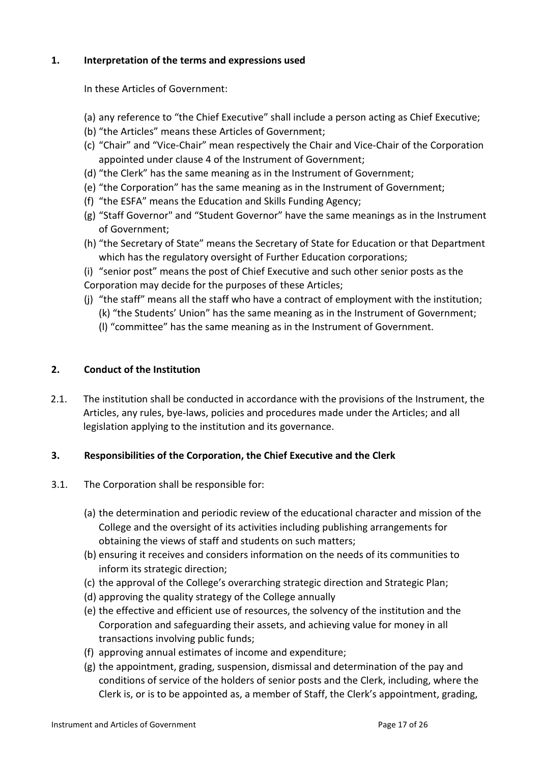## 1. Interpretation of the terms and expressions used

In these Articles of Government:

(a) any reference to "the Chief Executive" shall include a person acting as Chief Executive;
(b) "the Articles" means these Articles of Government;
(c) "Chair" and "Vice-Chair" mean respectively the Chair and Vice-Chair of the Corporation appointed under clause 4 of the Instrument of Government;
(d) "the Clerk" has the same meaning as in the Instrument of Government;
(e) "the Corporation" has the same meaning as in the Instrument of Government;
(f) "the ESFA" means the Education and Skills Funding Agency;
(g) "Staff Governor" and "Student Governor" have the same meanings as in the Instrument of Government;
(h) "the Secretary of State" means the Secretary of State for Education or that Department which has the regulatory oversight of Further Education corporations;
(i) "senior post" means the post of Chief Executive and such other senior posts as the Corporation may decide for the purposes of these Articles;
(j) "the staff" means all the staff who have a contract of employment with the institution;
(k) "the Students' Union" has the same meaning as in the Instrument of Government;
(l) "committee" has the same meaning as in the Instrument of Government.

## 2. Conduct of the Institution

2.1. The institution shall be conducted in accordance with the provisions of the Instrument, the Articles, any rules, bye-laws, policies and procedures made under the Articles; and all legislation applying to the institution and its governance.

## 3. Responsibilities of the Corporation, the Chief Executive and the Clerk

3.1. The Corporation shall be responsible for:

(a) the determination and periodic review of the educational character and mission of the College and the oversight of its activities including publishing arrangements for obtaining the views of staff and students on such matters;
(b) ensuring it receives and considers information on the needs of its communities to inform its strategic direction;
(c) the approval of the College's overarching strategic direction and Strategic Plan;
(d) approving the quality strategy of the College annually
(e) the effective and efficient use of resources, the solvency of the institution and the Corporation and safeguarding their assets, and achieving value for money in all transactions involving public funds;
(f) approving annual estimates of income and expenditure;
(g) the appointment, grading, suspension, dismissal and determination of the pay and conditions of service of the holders of senior posts and the Clerk, including, where the Clerk is, or is to be appointed as, a member of Staff, the Clerk's appointment, grading,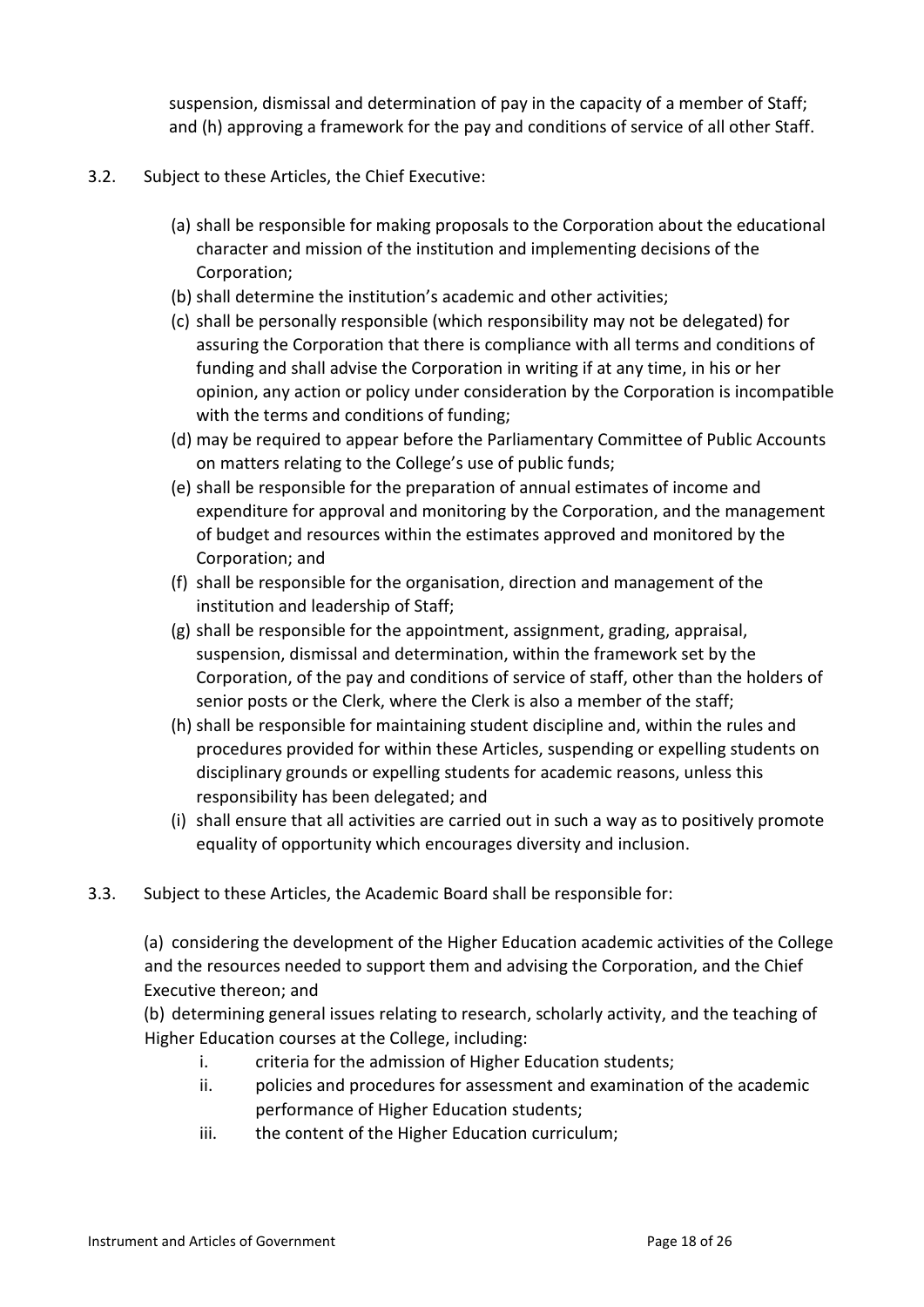suspension, dismissal and determination of pay in the capacity of a member of Staff; and (h) approving a framework for the pay and conditions of service of all other Staff.

3.2. Subject to these Articles, the Chief Executive:

(a) shall be responsible for making proposals to the Corporation about the educational character and mission of the institution and implementing decisions of the Corporation;
(b) shall determine the institution's academic and other activities;
(c) shall be personally responsible (which responsibility may not be delegated) for assuring the Corporation that there is compliance with all terms and conditions of funding and shall advise the Corporation in writing if at any time, in his or her opinion, any action or policy under consideration by the Corporation is incompatible with the terms and conditions of funding;
(d) may be required to appear before the Parliamentary Committee of Public Accounts on matters relating to the College's use of public funds;
(e) shall be responsible for the preparation of annual estimates of income and expenditure for approval and monitoring by the Corporation, and the management of budget and resources within the estimates approved and monitored by the Corporation; and
(f) shall be responsible for the organisation, direction and management of the institution and leadership of Staff;
(g) shall be responsible for the appointment, assignment, grading, appraisal, suspension, dismissal and determination, within the framework set by the Corporation, of the pay and conditions of service of staff, other than the holders of senior posts or the Clerk, where the Clerk is also a member of the staff;
(h) shall be responsible for maintaining student discipline and, within the rules and procedures provided for within these Articles, suspending or expelling students on disciplinary grounds or expelling students for academic reasons, unless this responsibility has been delegated; and
(i) shall ensure that all activities are carried out in such a way as to positively promote equality of opportunity which encourages diversity and inclusion.

3.3. Subject to these Articles, the Academic Board shall be responsible for:

(a) considering the development of the Higher Education academic activities of the College and the resources needed to support them and advising the Corporation, and the Chief Executive thereon; and

(b) determining general issues relating to research, scholarly activity, and the teaching of Higher Education courses at the College, including:

i. criteria for the admission of Higher Education students;
ii. policies and procedures for assessment and examination of the academic performance of Higher Education students;
iii. the content of the Higher Education curriculum;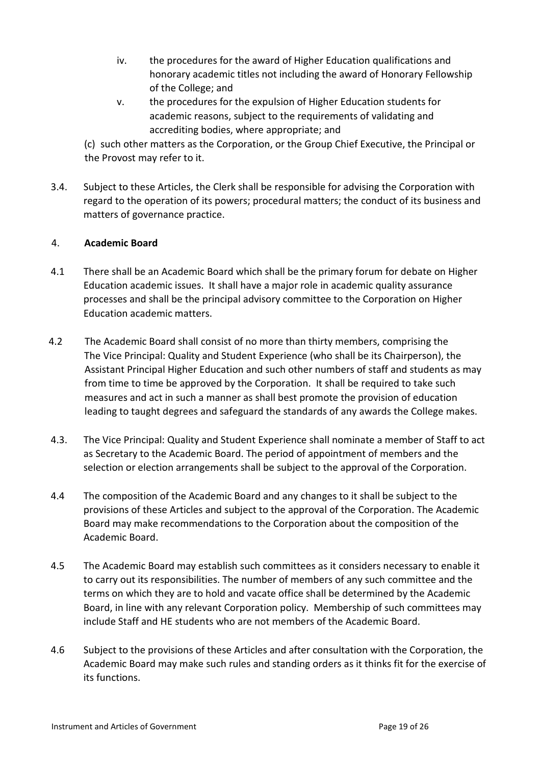iv. the procedures for the award of Higher Education qualifications and honorary academic titles not including the award of Honorary Fellowship of the College; and

v. the procedures for the expulsion of Higher Education students for academic reasons, subject to the requirements of validating and accrediting bodies, where appropriate; and

(c) such other matters as the Corporation, or the Group Chief Executive, the Principal or the Provost may refer to it.

3.4. Subject to these Articles, the Clerk shall be responsible for advising the Corporation with regard to the operation of its powers; procedural matters; the conduct of its business and matters of governance practice.

## 4. Academic Board

4.1 There shall be an Academic Board which shall be the primary forum for debate on Higher Education academic issues. It shall have a major role in academic quality assurance processes and shall be the principal advisory committee to the Corporation on Higher Education academic matters.

4.2 The Academic Board shall consist of no more than thirty members, comprising the The Vice Principal: Quality and Student Experience (who shall be its Chairperson), the Assistant Principal Higher Education and such other numbers of staff and students as may from time to time be approved by the Corporation. It shall be required to take such measures and act in such a manner as shall best promote the provision of education leading to taught degrees and safeguard the standards of any awards the College makes.

4.3. The Vice Principal: Quality and Student Experience shall nominate a member of Staff to act as Secretary to the Academic Board. The period of appointment of members and the selection or election arrangements shall be subject to the approval of the Corporation.

4.4 The composition of the Academic Board and any changes to it shall be subject to the provisions of these Articles and subject to the approval of the Corporation. The Academic Board may make recommendations to the Corporation about the composition of the Academic Board.

4.5 The Academic Board may establish such committees as it considers necessary to enable it to carry out its responsibilities. The number of members of any such committee and the terms on which they are to hold and vacate office shall be determined by the Academic Board, in line with any relevant Corporation policy. Membership of such committees may include Staff and HE students who are not members of the Academic Board.

4.6 Subject to the provisions of these Articles and after consultation with the Corporation, the Academic Board may make such rules and standing orders as it thinks fit for the exercise of its functions.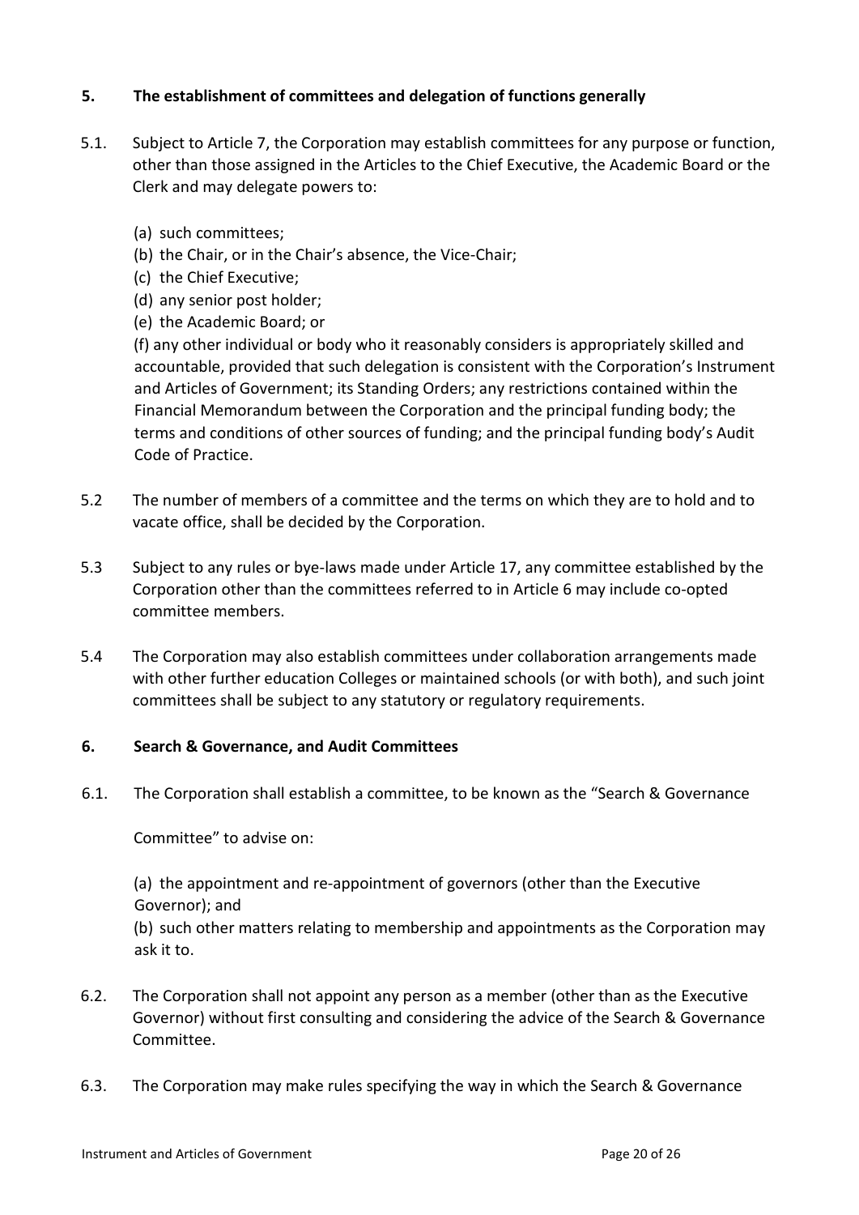## 5. The establishment of committees and delegation of functions generally

5.1. Subject to Article 7, the Corporation may establish committees for any purpose or function, other than those assigned in the Articles to the Chief Executive, the Academic Board or the Clerk and may delegate powers to:

(a) such committees;
(b) the Chair, or in the Chair's absence, the Vice-Chair;
(c) the Chief Executive;
(d) any senior post holder;
(e) the Academic Board; or
(f) any other individual or body who it reasonably considers is appropriately skilled and accountable, provided that such delegation is consistent with the Corporation's Instrument and Articles of Government; its Standing Orders; any restrictions contained within the Financial Memorandum between the Corporation and the principal funding body; the terms and conditions of other sources of funding; and the principal funding body's Audit Code of Practice.

5.2 The number of members of a committee and the terms on which they are to hold and to vacate office, shall be decided by the Corporation.

5.3 Subject to any rules or bye-laws made under Article 17, any committee established by the Corporation other than the committees referred to in Article 6 may include co-opted committee members.

5.4 The Corporation may also establish committees under collaboration arrangements made with other further education Colleges or maintained schools (or with both), and such joint committees shall be subject to any statutory or regulatory requirements.

## 6. Search & Governance, and Audit Committees

6.1. The Corporation shall establish a committee, to be known as the "Search & Governance Committee" to advise on:

(a) the appointment and re-appointment of governors (other than the Executive Governor); and
(b) such other matters relating to membership and appointments as the Corporation may ask it to.

6.2. The Corporation shall not appoint any person as a member (other than as the Executive Governor) without first consulting and considering the advice of the Search & Governance Committee.

6.3. The Corporation may make rules specifying the way in which the Search & Governance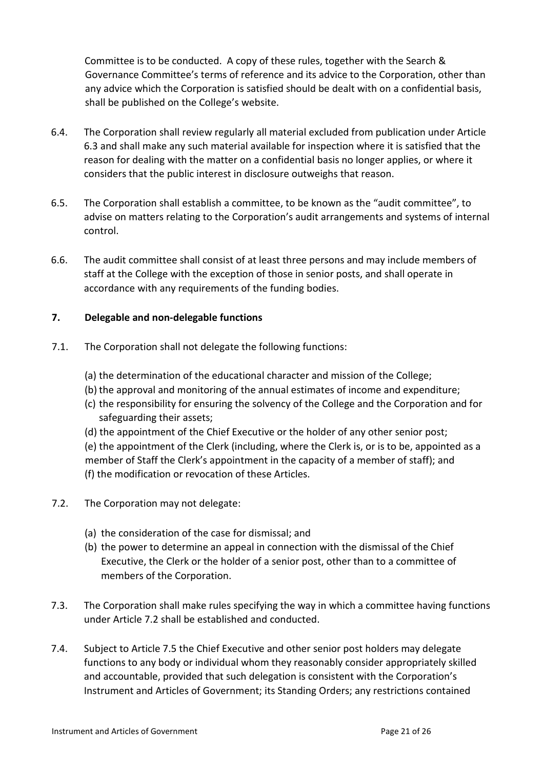Committee is to be conducted. A copy of these rules, together with the Search & Governance Committee's terms of reference and its advice to the Corporation, other than any advice which the Corporation is satisfied should be dealt with on a confidential basis, shall be published on the College's website.

6.4. The Corporation shall review regularly all material excluded from publication under Article 6.3 and shall make any such material available for inspection where it is satisfied that the reason for dealing with the matter on a confidential basis no longer applies, or where it considers that the public interest in disclosure outweighs that reason.

6.5. The Corporation shall establish a committee, to be known as the "audit committee", to advise on matters relating to the Corporation's audit arrangements and systems of internal control.

6.6. The audit committee shall consist of at least three persons and may include members of staff at the College with the exception of those in senior posts, and shall operate in accordance with any requirements of the funding bodies.

## 7. Delegable and non-delegable functions

7.1. The Corporation shall not delegate the following functions:

(a) the determination of the educational character and mission of the College;
(b) the approval and monitoring of the annual estimates of income and expenditure;
(c) the responsibility for ensuring the solvency of the College and the Corporation and for safeguarding their assets;
(d) the appointment of the Chief Executive or the holder of any other senior post;
(e) the appointment of the Clerk (including, where the Clerk is, or is to be, appointed as a member of Staff the Clerk's appointment in the capacity of a member of staff); and
(f) the modification or revocation of these Articles.

7.2. The Corporation may not delegate:

(a) the consideration of the case for dismissal; and
(b) the power to determine an appeal in connection with the dismissal of the Chief Executive, the Clerk or the holder of a senior post, other than to a committee of members of the Corporation.

7.3. The Corporation shall make rules specifying the way in which a committee having functions under Article 7.2 shall be established and conducted.

7.4. Subject to Article 7.5 the Chief Executive and other senior post holders may delegate functions to any body or individual whom they reasonably consider appropriately skilled and accountable, provided that such delegation is consistent with the Corporation's Instrument and Articles of Government; its Standing Orders; any restrictions contained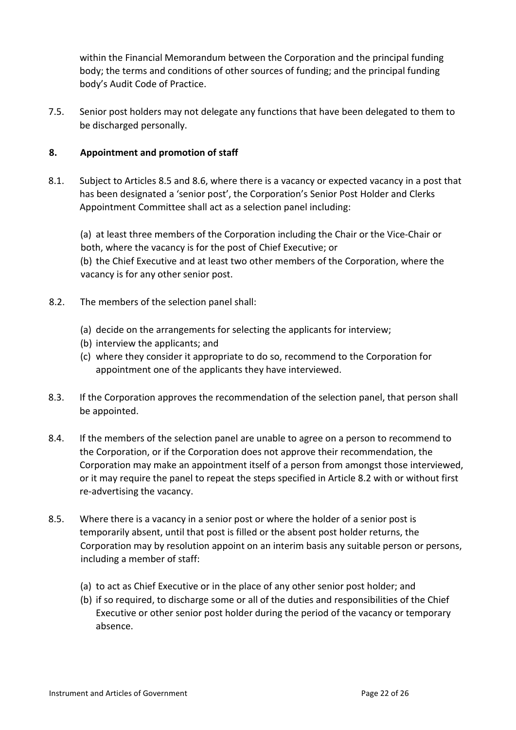within the Financial Memorandum between the Corporation and the principal funding body; the terms and conditions of other sources of funding; and the principal funding body's Audit Code of Practice.

7.5. Senior post holders may not delegate any functions that have been delegated to them to be discharged personally.

## 8. Appointment and promotion of staff

8.1. Subject to Articles 8.5 and 8.6, where there is a vacancy or expected vacancy in a post that has been designated a 'senior post', the Corporation's Senior Post Holder and Clerks Appointment Committee shall act as a selection panel including:

(a) at least three members of the Corporation including the Chair or the Vice-Chair or both, where the vacancy is for the post of Chief Executive; or
(b) the Chief Executive and at least two other members of the Corporation, where the vacancy is for any other senior post.

8.2. The members of the selection panel shall:

(a) decide on the arrangements for selecting the applicants for interview;
(b) interview the applicants; and
(c) where they consider it appropriate to do so, recommend to the Corporation for appointment one of the applicants they have interviewed.

8.3. If the Corporation approves the recommendation of the selection panel, that person shall be appointed.

8.4. If the members of the selection panel are unable to agree on a person to recommend to the Corporation, or if the Corporation does not approve their recommendation, the Corporation may make an appointment itself of a person from amongst those interviewed, or it may require the panel to repeat the steps specified in Article 8.2 with or without first re-advertising the vacancy.

8.5. Where there is a vacancy in a senior post or where the holder of a senior post is temporarily absent, until that post is filled or the absent post holder returns, the Corporation may by resolution appoint on an interim basis any suitable person or persons, including a member of staff:

(a) to act as Chief Executive or in the place of any other senior post holder; and
(b) if so required, to discharge some or all of the duties and responsibilities of the Chief Executive or other senior post holder during the period of the vacancy or temporary absence.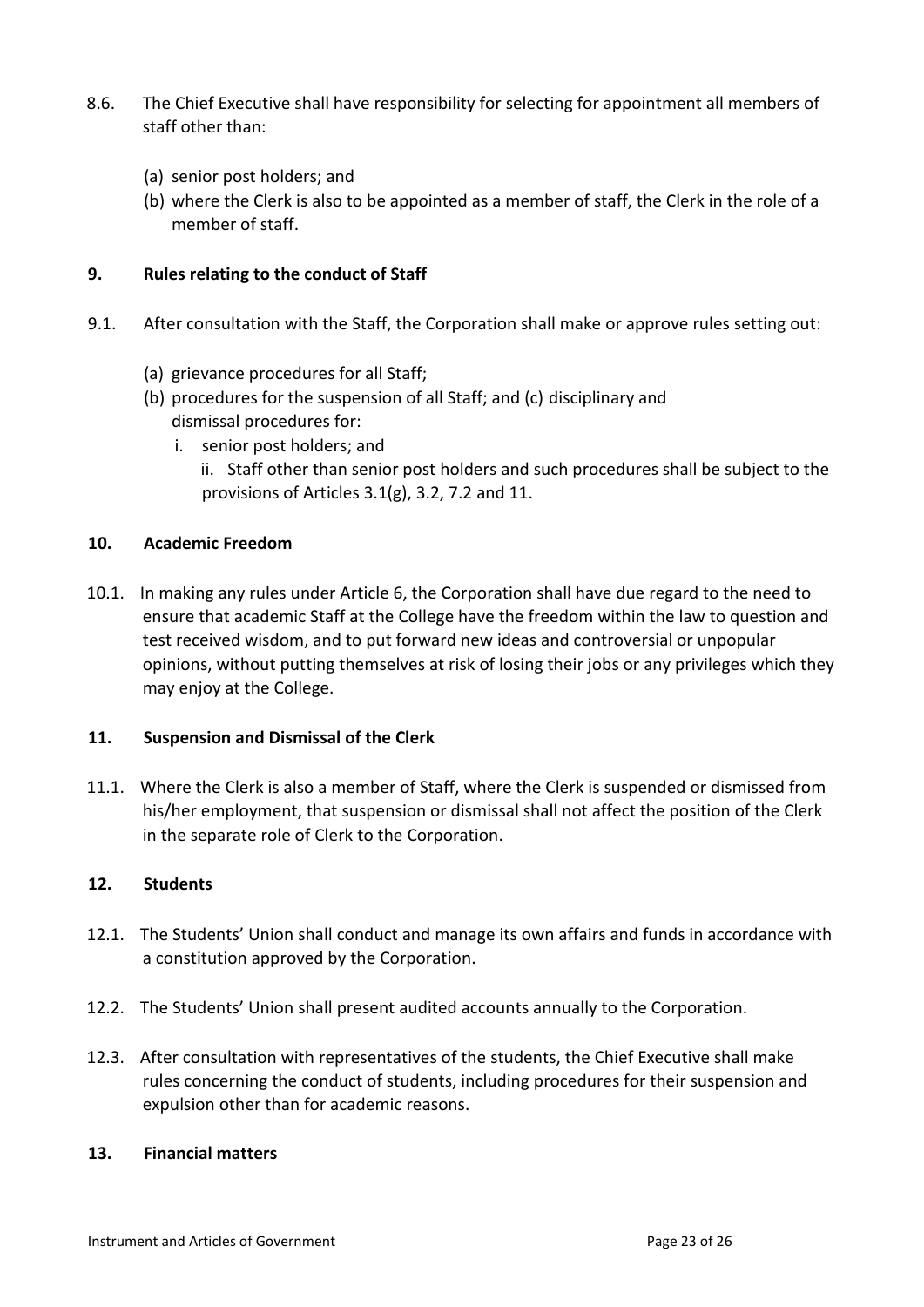8.6. The Chief Executive shall have responsibility for selecting for appointment all members of staff other than:

(a) senior post holders; and
(b) where the Clerk is also to be appointed as a member of staff, the Clerk in the role of a member of staff.

## 9. Rules relating to the conduct of Staff

9.1. After consultation with the Staff, the Corporation shall make or approve rules setting out:

(a) grievance procedures for all Staff;
(b) procedures for the suspension of all Staff; and (c) disciplinary and dismissal procedures for:
   i. senior post holders; and
   ii. Staff other than senior post holders and such procedures shall be subject to the provisions of Articles 3.1(g), 3.2, 7.2 and 11.

## 10. Academic Freedom

10.1. In making any rules under Article 6, the Corporation shall have due regard to the need to ensure that academic Staff at the College have the freedom within the law to question and test received wisdom, and to put forward new ideas and controversial or unpopular opinions, without putting themselves at risk of losing their jobs or any privileges which they may enjoy at the College.

## 11. Suspension and Dismissal of the Clerk

11.1. Where the Clerk is also a member of Staff, where the Clerk is suspended or dismissed from his/her employment, that suspension or dismissal shall not affect the position of the Clerk in the separate role of Clerk to the Corporation.

## 12. Students

12.1. The Students' Union shall conduct and manage its own affairs and funds in accordance with a constitution approved by the Corporation.

12.2. The Students' Union shall present audited accounts annually to the Corporation.

12.3. After consultation with representatives of the students, the Chief Executive shall make rules concerning the conduct of students, including procedures for their suspension and expulsion other than for academic reasons.

## 13. Financial matters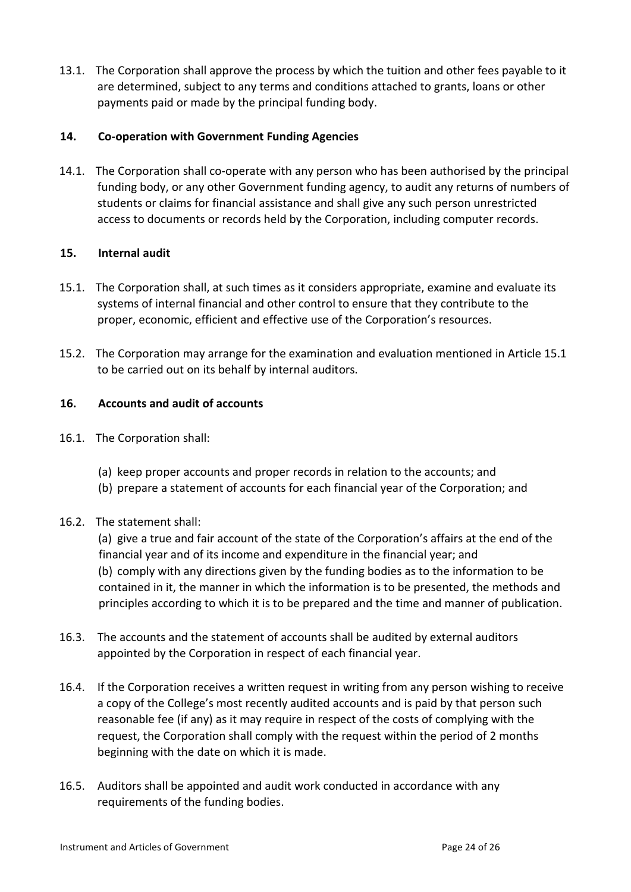13.1. The Corporation shall approve the process by which the tuition and other fees payable to it are determined, subject to any terms and conditions attached to grants, loans or other payments paid or made by the principal funding body.

### 14. Co-operation with Government Funding Agencies

14.1. The Corporation shall co-operate with any person who has been authorised by the principal funding body, or any other Government funding agency, to audit any returns of numbers of students or claims for financial assistance and shall give any such person unrestricted access to documents or records held by the Corporation, including computer records.

### 15. Internal audit

15.1. The Corporation shall, at such times as it considers appropriate, examine and evaluate its systems of internal financial and other control to ensure that they contribute to the proper, economic, efficient and effective use of the Corporation's resources.

15.2. The Corporation may arrange for the examination and evaluation mentioned in Article 15.1 to be carried out on its behalf by internal auditors.

### 16. Accounts and audit of accounts

16.1. The Corporation shall:

(a) keep proper accounts and proper records in relation to the accounts; and
(b) prepare a statement of accounts for each financial year of the Corporation; and

16.2. The statement shall:

(a) give a true and fair account of the state of the Corporation's affairs at the end of the financial year and of its income and expenditure in the financial year; and
(b) comply with any directions given by the funding bodies as to the information to be contained in it, the manner in which the information is to be presented, the methods and principles according to which it is to be prepared and the time and manner of publication.

16.3. The accounts and the statement of accounts shall be audited by external auditors appointed by the Corporation in respect of each financial year.

16.4. If the Corporation receives a written request in writing from any person wishing to receive a copy of the College's most recently audited accounts and is paid by that person such reasonable fee (if any) as it may require in respect of the costs of complying with the request, the Corporation shall comply with the request within the period of 2 months beginning with the date on which it is made.

16.5. Auditors shall be appointed and audit work conducted in accordance with any requirements of the funding bodies.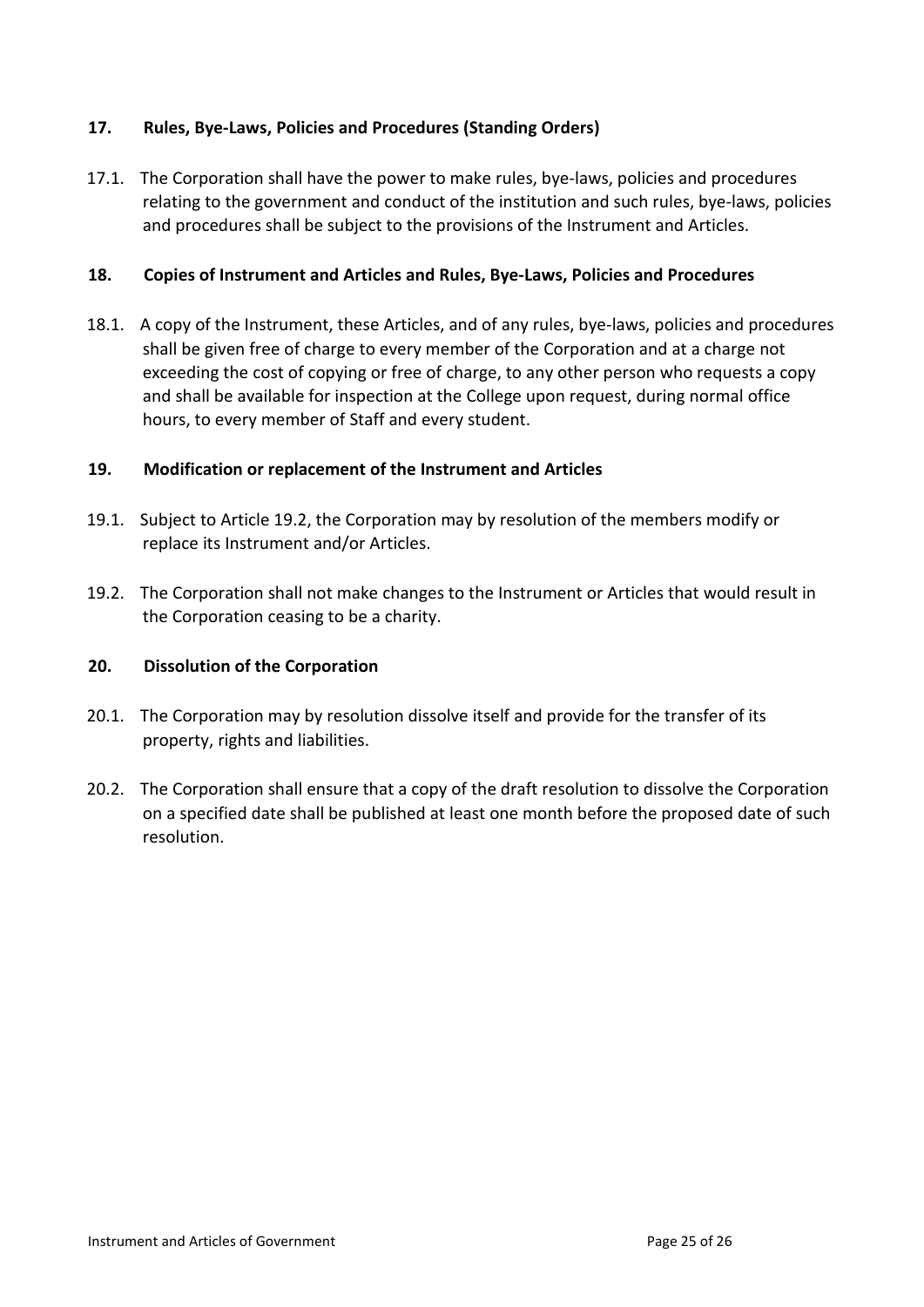## 17. Rules, Bye-Laws, Policies and Procedures (Standing Orders)

17.1. The Corporation shall have the power to make rules, bye-laws, policies and procedures relating to the government and conduct of the institution and such rules, bye-laws, policies and procedures shall be subject to the provisions of the Instrument and Articles.

## 18. Copies of Instrument and Articles and Rules, Bye-Laws, Policies and Procedures

18.1. A copy of the Instrument, these Articles, and of any rules, bye-laws, policies and procedures shall be given free of charge to every member of the Corporation and at a charge not exceeding the cost of copying or free of charge, to any other person who requests a copy and shall be available for inspection at the College upon request, during normal office hours, to every member of Staff and every student.

## 19. Modification or replacement of the Instrument and Articles

19.1. Subject to Article 19.2, the Corporation may by resolution of the members modify or replace its Instrument and/or Articles.

19.2. The Corporation shall not make changes to the Instrument or Articles that would result in the Corporation ceasing to be a charity.

## 20. Dissolution of the Corporation

20.1. The Corporation may by resolution dissolve itself and provide for the transfer of its property, rights and liabilities.

20.2. The Corporation shall ensure that a copy of the draft resolution to dissolve the Corporation on a specified date shall be published at least one month before the proposed date of such resolution.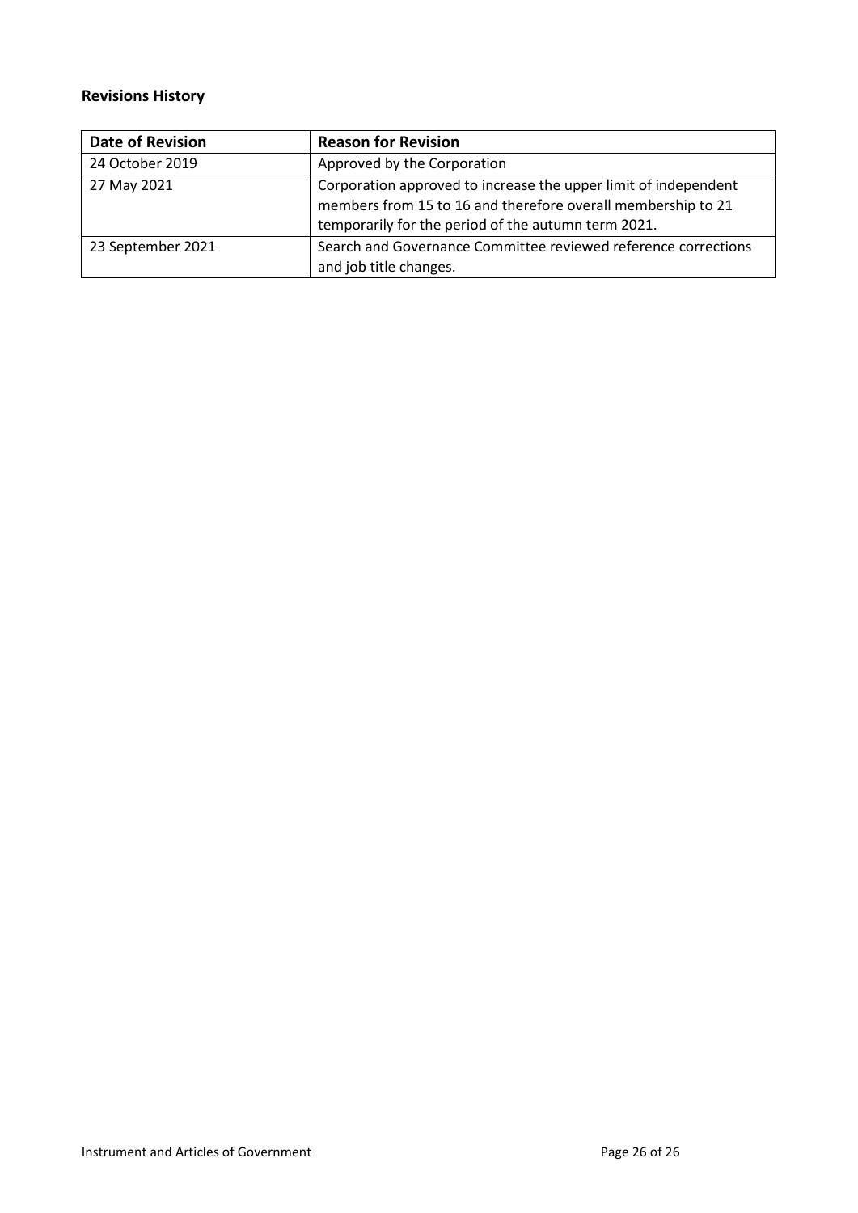## Revisions History

| Date of Revision | Reason for Revision |
| --- | --- |
| 24 October 2019 | Approved by the Corporation |
| 27 May 2021 | Corporation approved to increase the upper limit of independent members from 15 to 16 and therefore overall membership to 21 temporarily for the period of the autumn term 2021. |
| 23 September 2021 | Search and Governance Committee reviewed reference corrections and job title changes. |